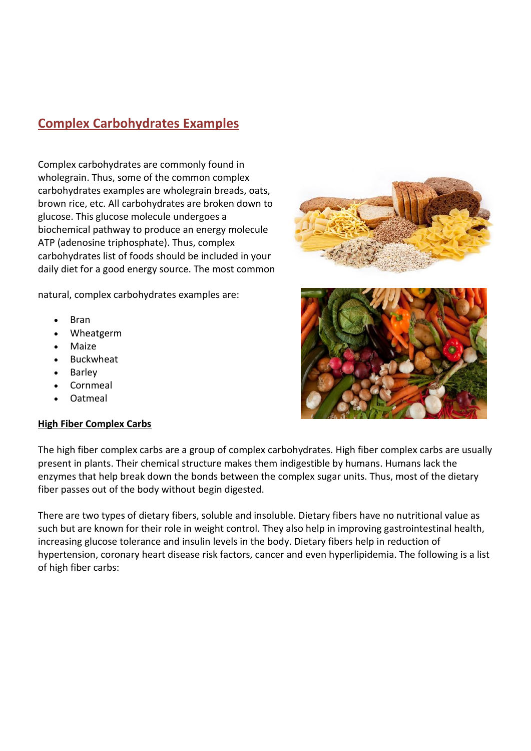## Complex Carbohydrates Examples

Complex carbohydrates are commonly found in wholegrain. Thus, some of the common complex carbohydrates examples are wholegrain breads, oats, brown rice, etc. All carbohydrates are broken down to glucose. This glucose molecule undergoes a biochemical pathway to produce an energy molecule ATP (adenosine triphosphate). Thus, complex carbohydrates list of foods should be included in your daily diet for a good energy source. The most common natural, complex carbohydrates examples are:

- Bran
- Wheatgerm
- Maize
- Buckwheat
- Barley
- Cornmeal
- Oatmeal

### High Fiber Complex Carbs

The high fiber complex carbs are a group of complex carbohydrates. High fiber complex carbs are usually present in plants. Their chemical structure makes them indigestible by humans. Humans lack the enzymes that help break down the bonds between the complex sugar units. Thus, most of the dietary fiber passes out of the body without begin digested.

There are two types of dietary fibers, soluble and insoluble. Dietary fibers have no nutritional value as such but are known for their role in weight control. They also help in improving gastrointestinal health, increasing glucose tolerance and insulin levels in the body. Dietary fibers help in reduction of hypertension, coronary heart disease risk factors, cancer and even hyperlipidemia. The following is a list of high fiber carbs: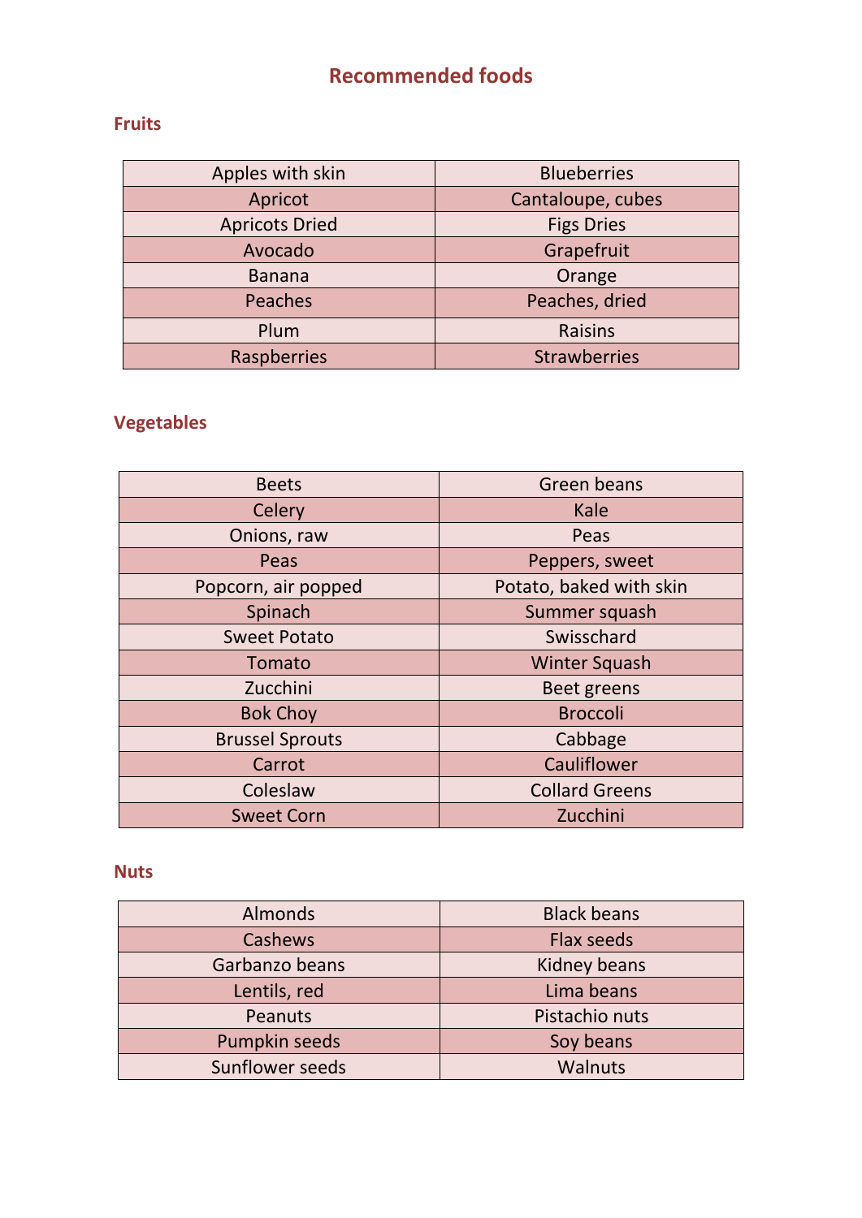# Recommended foods

## Fruits

| | |
|---|---|
| Apples with skin | Blueberries |
| Apricot | Cantaloupe, cubes |
| Apricots Dried | Figs Dries |
| Avocado | Grapefruit |
| Banana | Orange |
| Peaches | Peaches, dried |
| Plum | Raisins |
| Raspberries | Strawberries |

## Vegetables

| | |
|---|---|
| Beets | Green beans |
| Celery | Kale |
| Onions, raw | Peas |
| Peas | Peppers, sweet |
| Popcorn, air popped | Potato, baked with skin |
| Spinach | Summer squash |
| Sweet Potato | Swisschard |
| Tomato | Winter Squash |
| Zucchini | Beet greens |
| Bok Choy | Broccoli |
| Brussel Sprouts | Cabbage |
| Carrot | Cauliflower |
| Coleslaw | Collard Greens |
| Sweet Corn | Zucchini |

## Nuts

| | |
|---|---|
| Almonds | Black beans |
| Cashews | Flax seeds |
| Garbanzo beans | Kidney beans |
| Lentils, red | Lima beans |
| Peanuts | Pistachio nuts |
| Pumpkin seeds | Soy beans |
| Sunflower seeds | Walnuts |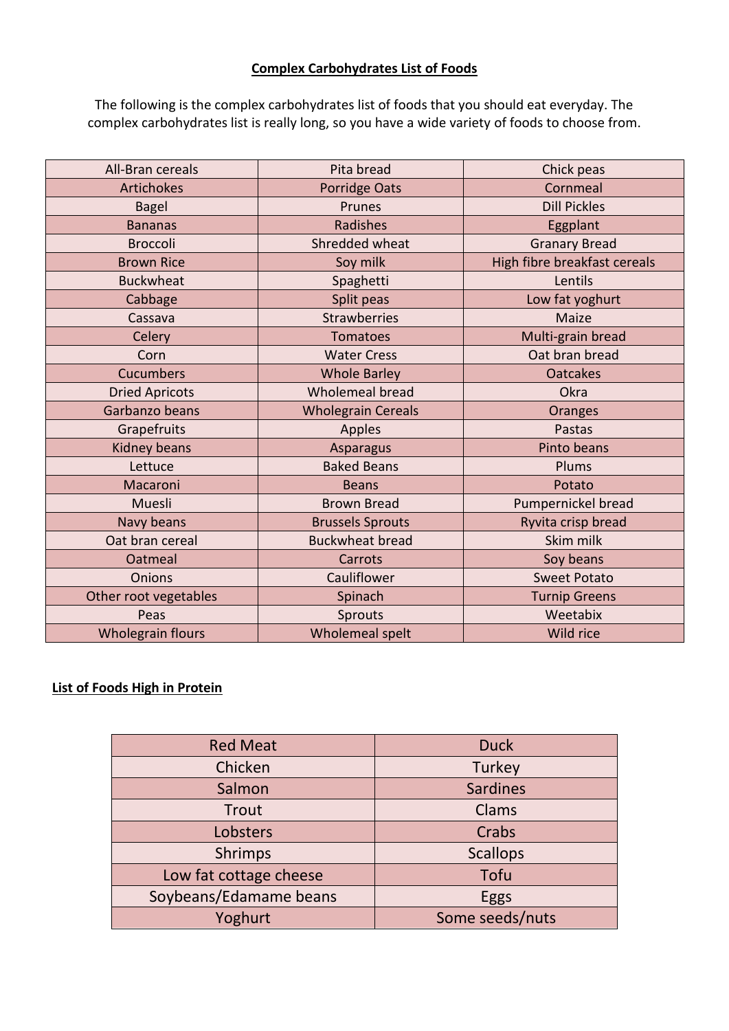**Complex Carbohydrates List of Foods**

The following is the complex carbohydrates list of foods that you should eat everyday. The complex carbohydrates list is really long, so you have a wide variety of foods to choose from.

| | | |
|---|---|---|
| All-Bran cereals | Pita bread | Chick peas |
| Artichokes | Porridge Oats | Cornmeal |
| Bagel | Prunes | Dill Pickles |
| Bananas | Radishes | Eggplant |
| Broccoli | Shredded wheat | Granary Bread |
| Brown Rice | Soy milk | High fibre breakfast cereals |
| Buckwheat | Spaghetti | Lentils |
| Cabbage | Split peas | Low fat yoghurt |
| Cassava | Strawberries | Maize |
| Celery | Tomatoes | Multi-grain bread |
| Corn | Water Cress | Oat bran bread |
| Cucumbers | Whole Barley | Oatcakes |
| Dried Apricots | Wholemeal bread | Okra |
| Garbanzo beans | Wholegrain Cereals | Oranges |
| Grapefruits | Apples | Pastas |
| Kidney beans | Asparagus | Pinto beans |
| Lettuce | Baked Beans | Plums |
| Macaroni | Beans | Potato |
| Muesli | Brown Bread | Pumpernickel bread |
| Navy beans | Brussels Sprouts | Ryvita crisp bread |
| Oat bran cereal | Buckwheat bread | Skim milk |
| Oatmeal | Carrots | Soy beans |
| Onions | Cauliflower | Sweet Potato |
| Other root vegetables | Spinach | Turnip Greens |
| Peas | Sprouts | Weetabix |
| Wholegrain flours | Wholemeal spelt | Wild rice |

**List of Foods High in Protein**

| | |
|---|---|
| Red Meat | Duck |
| Chicken | Turkey |
| Salmon | Sardines |
| Trout | Clams |
| Lobsters | Crabs |
| Shrimps | Scallops |
| Low fat cottage cheese | Tofu |
| Soybeans/Edamame beans | Eggs |
| Yoghurt | Some seeds/nuts |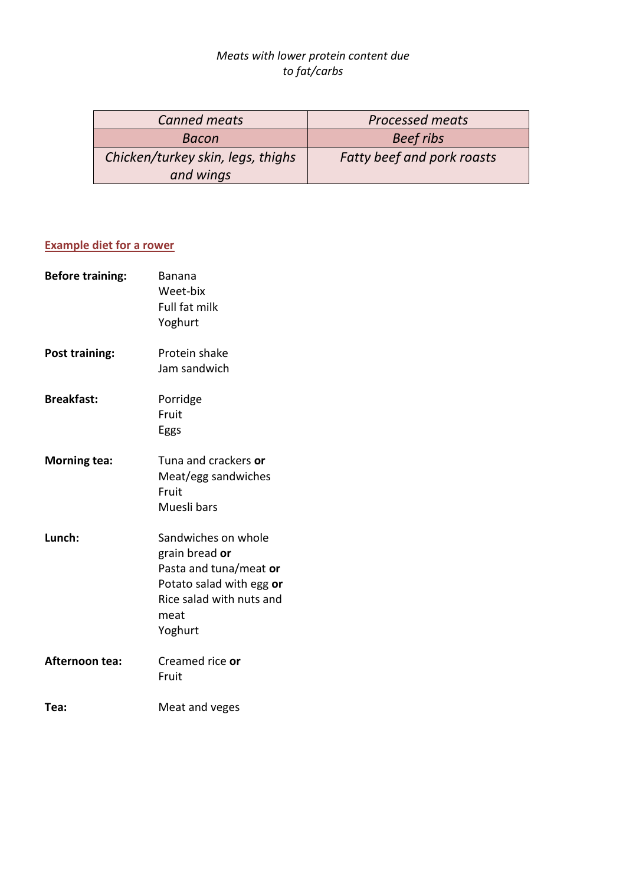*Meats with lower protein content due to fat/carbs*

| | |
|---|---|
| *Canned meats* | *Processed meats* |
| *Bacon* | *Beef ribs* |
| *Chicken/turkey skin, legs, thighs and wings* | *Fatty beef and pork roasts* |

## Example diet for a rower

**Before training:**
Banana
Weet-bix
Full fat milk
Yoghurt

**Post training:**
Protein shake
Jam sandwich

**Breakfast:**
Porridge
Fruit
Eggs

**Morning tea:**
Tuna and crackers **or**
Meat/egg sandwiches
Fruit
Muesli bars

**Lunch:**
Sandwiches on whole grain bread **or**
Pasta and tuna/meat **or**
Potato salad with egg **or**
Rice salad with nuts and meat
Yoghurt

**Afternoon tea:**
Creamed rice **or**
Fruit

**Tea:**
Meat and veges